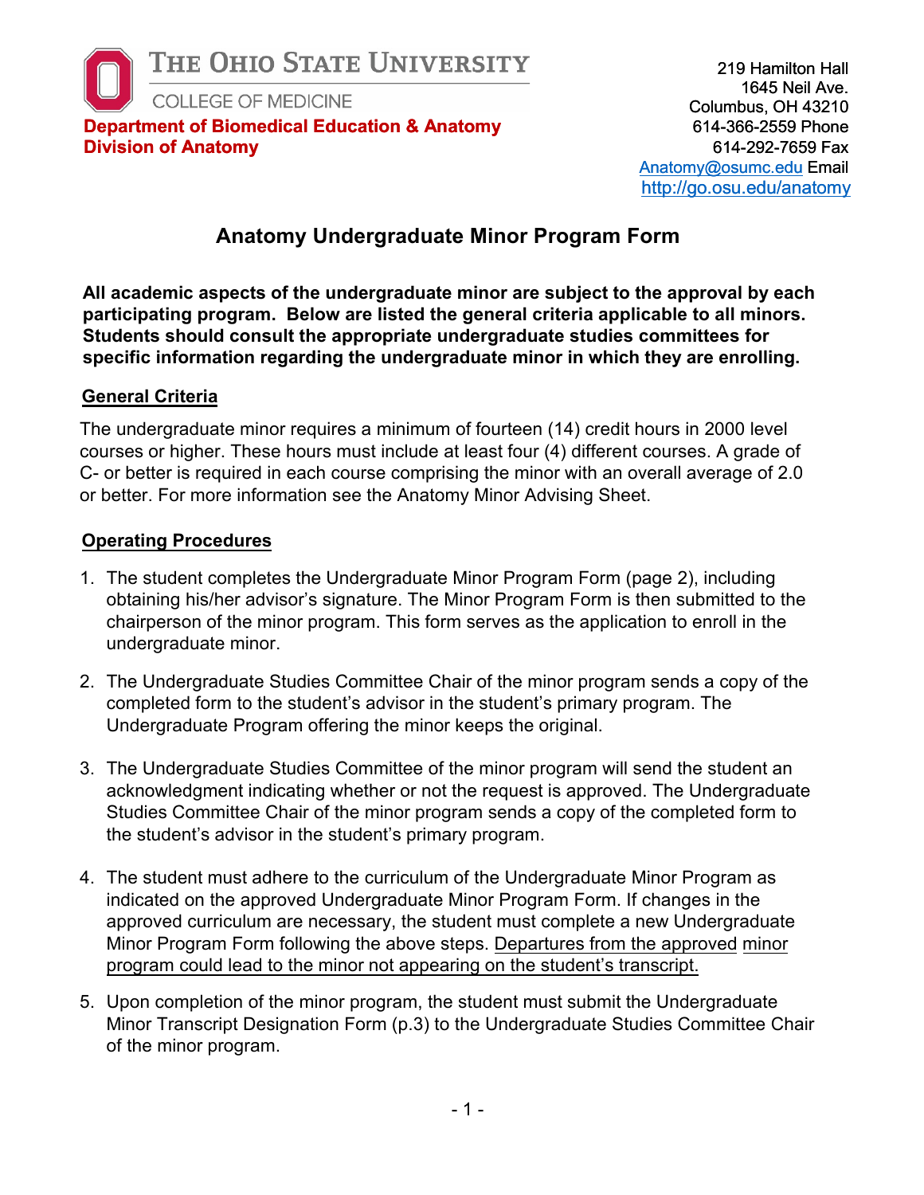THE OHIO STATE UNIVERSITY

COLLEGE OF MEDICINE

**Department of Biomedical Education & Anatomy**
**Division of Anatomy**

219 Hamilton Hall
1645 Neil Ave.
Columbus, OH 43210
614-366-2559 Phone
614-292-7659 Fax
Anatomy@osumc.edu Email
http://go.osu.edu/anatomy

# Anatomy Undergraduate Minor Program Form

**All academic aspects of the undergraduate minor are subject to the approval by each participating program. Below are listed the general criteria applicable to all minors. Students should consult the appropriate undergraduate studies committees for specific information regarding the undergraduate minor in which they are enrolling.**

## General Criteria

The undergraduate minor requires a minimum of fourteen (14) credit hours in 2000 level courses or higher. These hours must include at least four (4) different courses. A grade of C- or better is required in each course comprising the minor with an overall average of 2.0 or better. For more information see the Anatomy Minor Advising Sheet.

## Operating Procedures

1. The student completes the Undergraduate Minor Program Form (page 2), including obtaining his/her advisor's signature. The Minor Program Form is then submitted to the chairperson of the minor program. This form serves as the application to enroll in the undergraduate minor.

2. The Undergraduate Studies Committee Chair of the minor program sends a copy of the completed form to the student's advisor in the student's primary program. The Undergraduate Program offering the minor keeps the original.

3. The Undergraduate Studies Committee of the minor program will send the student an acknowledgment indicating whether or not the request is approved. The Undergraduate Studies Committee Chair of the minor program sends a copy of the completed form to the student's advisor in the student's primary program.

4. The student must adhere to the curriculum of the Undergraduate Minor Program as indicated on the approved Undergraduate Minor Program Form. If changes in the approved curriculum are necessary, the student must complete a new Undergraduate Minor Program Form following the above steps. <u>Departures from the approved minor program could lead to the minor not appearing on the student's transcript.</u>

5. Upon completion of the minor program, the student must submit the Undergraduate Minor Transcript Designation Form (p.3) to the Undergraduate Studies Committee Chair of the minor program.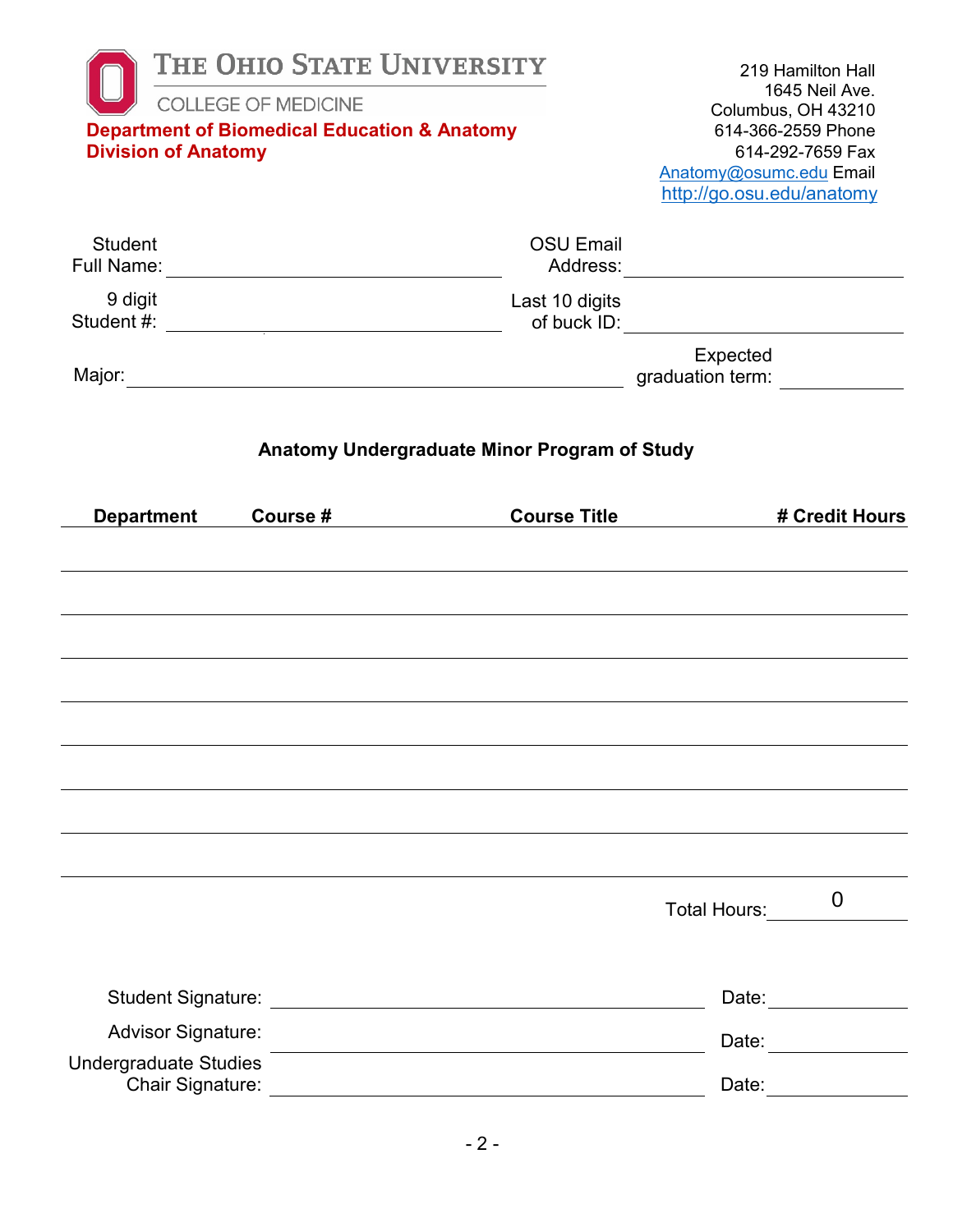THE OHIO STATE UNIVERSITY

COLLEGE OF MEDICINE

**Department of Biomedical Education & Anatomy**
**Division of Anatomy**

219 Hamilton Hall
1645 Neil Ave.
Columbus, OH 43210
614-366-2559 Phone
614-292-7659 Fax
Anatomy@osumc.edu Email
http://go.osu.edu/anatomy

Student Full Name: ______________________ OSU Email Address: ______________________

9 digit Student #: ______________________ Last 10 digits of buck ID: ______________________

Major: ______________________ Expected graduation term: ____________

**Anatomy Undergraduate Minor Program of Study**

| Department | Course # | Course Title | # Credit Hours |
|---|---|---|---|
| | | | |
| | | | |
| | | | |
| | | | |
| | | | |
| | | | |
| | | | |
| | | | |

Total Hours: 0

Student Signature: ______________________ Date: ____________

Advisor Signature: ______________________ Date: ____________

Undergraduate Studies Chair Signature: ______________________ Date: ____________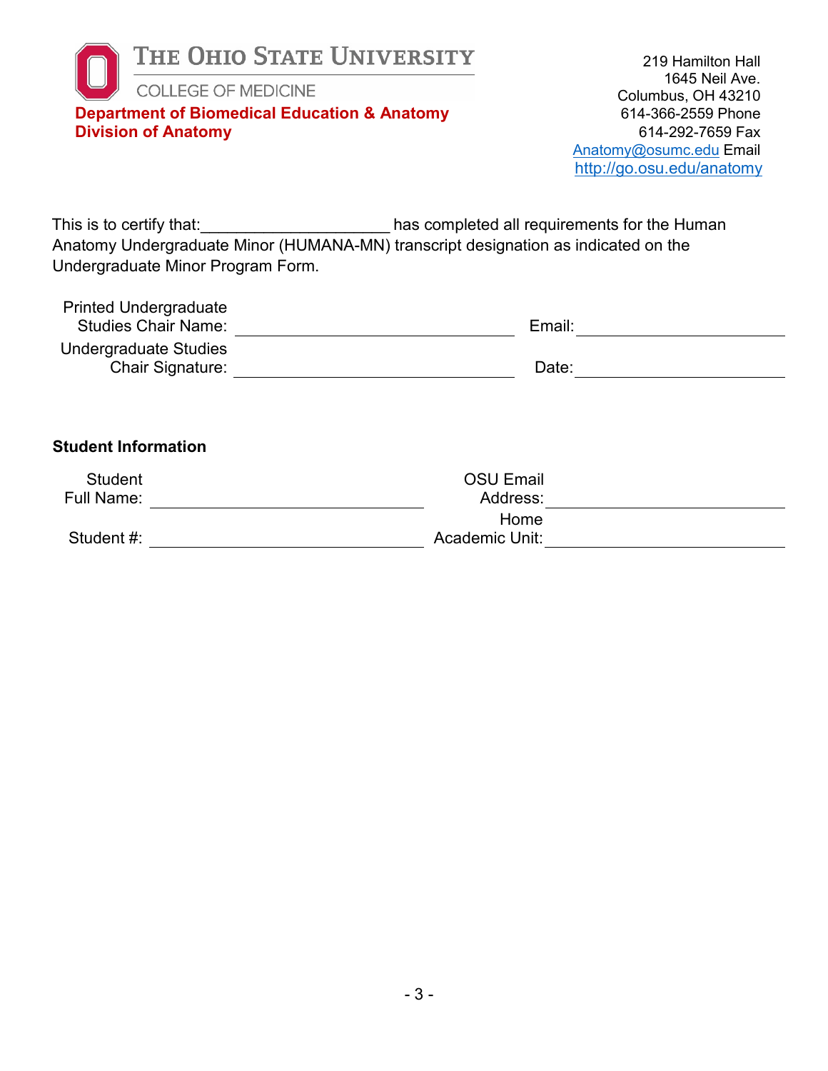THE OHIO STATE UNIVERSITY

COLLEGE OF MEDICINE

**Department of Biomedical Education & Anatomy**
**Division of Anatomy**

219 Hamilton Hall
1645 Neil Ave.
Columbus, OH 43210
614-366-2559 Phone
614-292-7659 Fax
Anatomy@osumc.edu Email
http://go.osu.edu/anatomy

This is to certify that:_____________________ has completed all requirements for the Human Anatomy Undergraduate Minor (HUMANA-MN) transcript designation as indicated on the Undergraduate Minor Program Form.

Printed Undergraduate Studies Chair Name: ______________________________ Email: ______________________

Undergraduate Studies Chair Signature: ______________________________ Date: ______________________

**Student Information**

Student Full Name: ______________________________ OSU Email Address: ______________________________

Student #: ______________________________ Home Academic Unit: ______________________________